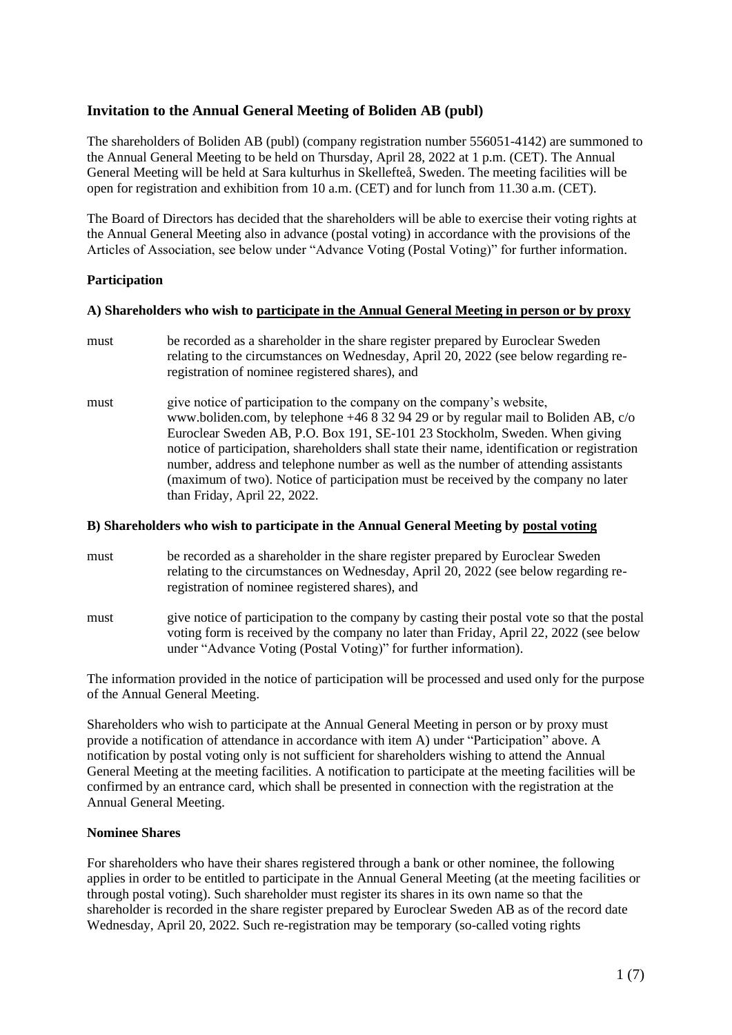## Invitation to the Annual General Meeting of Boliden AB (publ)

The shareholders of Boliden AB (publ) (company registration number 556051-4142) are summoned to the Annual General Meeting to be held on Thursday, April 28, 2022 at 1 p.m. (CET). The Annual General Meeting will be held at Sara kulturhus in Skellefteå, Sweden. The meeting facilities will be open for registration and exhibition from 10 a.m. (CET) and for lunch from 11.30 a.m. (CET).

The Board of Directors has decided that the shareholders will be able to exercise their voting rights at the Annual General Meeting also in advance (postal voting) in accordance with the provisions of the Articles of Association, see below under "Advance Voting (Postal Voting)" for further information.

### Participation

**A) Shareholders who wish to <u>participate in the Annual General Meeting in person or by proxy</u>**

must be recorded as a shareholder in the share register prepared by Euroclear Sweden relating to the circumstances on Wednesday, April 20, 2022 (see below regarding re-registration of nominee registered shares), and

must give notice of participation to the company on the company's website, www.boliden.com, by telephone +46 8 32 94 29 or by regular mail to Boliden AB, c/o Euroclear Sweden AB, P.O. Box 191, SE-101 23 Stockholm, Sweden. When giving notice of participation, shareholders shall state their name, identification or registration number, address and telephone number as well as the number of attending assistants (maximum of two). Notice of participation must be received by the company no later than Friday, April 22, 2022.

**B) Shareholders who wish to participate in the Annual General Meeting by <u>postal voting</u>**

must be recorded as a shareholder in the share register prepared by Euroclear Sweden relating to the circumstances on Wednesday, April 20, 2022 (see below regarding re-registration of nominee registered shares), and

must give notice of participation to the company by casting their postal vote so that the postal voting form is received by the company no later than Friday, April 22, 2022 (see below under "Advance Voting (Postal Voting)" for further information).

The information provided in the notice of participation will be processed and used only for the purpose of the Annual General Meeting.

Shareholders who wish to participate at the Annual General Meeting in person or by proxy must provide a notification of attendance in accordance with item A) under "Participation" above. A notification by postal voting only is not sufficient for shareholders wishing to attend the Annual General Meeting at the meeting facilities. A notification to participate at the meeting facilities will be confirmed by an entrance card, which shall be presented in connection with the registration at the Annual General Meeting.

### Nominee Shares

For shareholders who have their shares registered through a bank or other nominee, the following applies in order to be entitled to participate in the Annual General Meeting (at the meeting facilities or through postal voting). Such shareholder must register its shares in its own name so that the shareholder is recorded in the share register prepared by Euroclear Sweden AB as of the record date Wednesday, April 20, 2022. Such re-registration may be temporary (so-called voting rights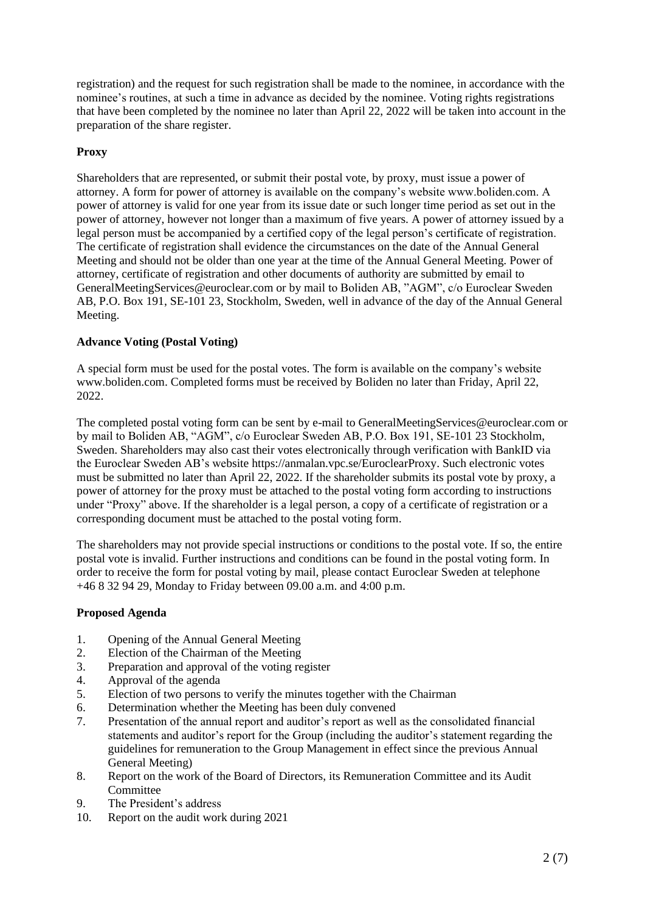registration) and the request for such registration shall be made to the nominee, in accordance with the nominee's routines, at such a time in advance as decided by the nominee. Voting rights registrations that have been completed by the nominee no later than April 22, 2022 will be taken into account in the preparation of the share register.

**Proxy**

Shareholders that are represented, or submit their postal vote, by proxy, must issue a power of attorney. A form for power of attorney is available on the company's website www.boliden.com. A power of attorney is valid for one year from its issue date or such longer time period as set out in the power of attorney, however not longer than a maximum of five years. A power of attorney issued by a legal person must be accompanied by a certified copy of the legal person's certificate of registration. The certificate of registration shall evidence the circumstances on the date of the Annual General Meeting and should not be older than one year at the time of the Annual General Meeting. Power of attorney, certificate of registration and other documents of authority are submitted by email to GeneralMeetingServices@euroclear.com or by mail to Boliden AB, "AGM", c/o Euroclear Sweden AB, P.O. Box 191, SE-101 23, Stockholm, Sweden, well in advance of the day of the Annual General Meeting.

**Advance Voting (Postal Voting)**

A special form must be used for the postal votes. The form is available on the company's website www.boliden.com. Completed forms must be received by Boliden no later than Friday, April 22, 2022.

The completed postal voting form can be sent by e-mail to GeneralMeetingServices@euroclear.com or by mail to Boliden AB, "AGM", c/o Euroclear Sweden AB, P.O. Box 191, SE-101 23 Stockholm, Sweden. Shareholders may also cast their votes electronically through verification with BankID via the Euroclear Sweden AB's website https://anmalan.vpc.se/EuroclearProxy. Such electronic votes must be submitted no later than April 22, 2022. If the shareholder submits its postal vote by proxy, a power of attorney for the proxy must be attached to the postal voting form according to instructions under "Proxy" above. If the shareholder is a legal person, a copy of a certificate of registration or a corresponding document must be attached to the postal voting form.

The shareholders may not provide special instructions or conditions to the postal vote. If so, the entire postal vote is invalid. Further instructions and conditions can be found in the postal voting form. In order to receive the form for postal voting by mail, please contact Euroclear Sweden at telephone +46 8 32 94 29, Monday to Friday between 09.00 a.m. and 4:00 p.m.

**Proposed Agenda**

1. Opening of the Annual General Meeting
2. Election of the Chairman of the Meeting
3. Preparation and approval of the voting register
4. Approval of the agenda
5. Election of two persons to verify the minutes together with the Chairman
6. Determination whether the Meeting has been duly convened
7. Presentation of the annual report and auditor's report as well as the consolidated financial statements and auditor's report for the Group (including the auditor's statement regarding the guidelines for remuneration to the Group Management in effect since the previous Annual General Meeting)
8. Report on the work of the Board of Directors, its Remuneration Committee and its Audit Committee
9. The President's address
10. Report on the audit work during 2021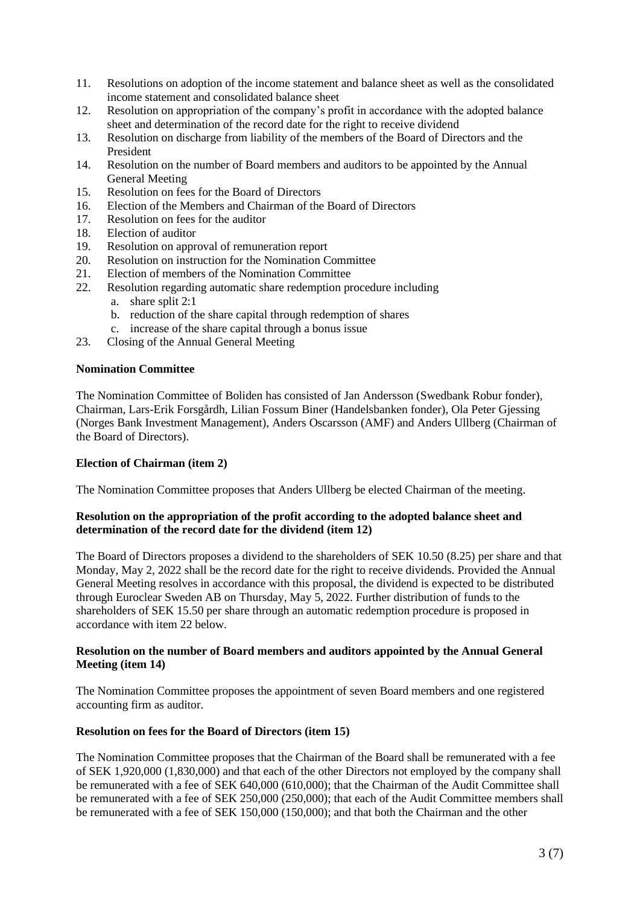11. Resolutions on adoption of the income statement and balance sheet as well as the consolidated income statement and consolidated balance sheet
12. Resolution on appropriation of the company's profit in accordance with the adopted balance sheet and determination of the record date for the right to receive dividend
13. Resolution on discharge from liability of the members of the Board of Directors and the President
14. Resolution on the number of Board members and auditors to be appointed by the Annual General Meeting
15. Resolution on fees for the Board of Directors
16. Election of the Members and Chairman of the Board of Directors
17. Resolution on fees for the auditor
18. Election of auditor
19. Resolution on approval of remuneration report
20. Resolution on instruction for the Nomination Committee
21. Election of members of the Nomination Committee
22. Resolution regarding automatic share redemption procedure including
    a. share split 2:1
    b. reduction of the share capital through redemption of shares
    c. increase of the share capital through a bonus issue
23. Closing of the Annual General Meeting

**Nomination Committee**

The Nomination Committee of Boliden has consisted of Jan Andersson (Swedbank Robur fonder), Chairman, Lars-Erik Forsgårdh, Lilian Fossum Biner (Handelsbanken fonder), Ola Peter Gjessing (Norges Bank Investment Management), Anders Oscarsson (AMF) and Anders Ullberg (Chairman of the Board of Directors).

**Election of Chairman (item 2)**

The Nomination Committee proposes that Anders Ullberg be elected Chairman of the meeting.

**Resolution on the appropriation of the profit according to the adopted balance sheet and determination of the record date for the dividend (item 12)**

The Board of Directors proposes a dividend to the shareholders of SEK 10.50 (8.25) per share and that Monday, May 2, 2022 shall be the record date for the right to receive dividends. Provided the Annual General Meeting resolves in accordance with this proposal, the dividend is expected to be distributed through Euroclear Sweden AB on Thursday, May 5, 2022. Further distribution of funds to the shareholders of SEK 15.50 per share through an automatic redemption procedure is proposed in accordance with item 22 below.

**Resolution on the number of Board members and auditors appointed by the Annual General Meeting (item 14)**

The Nomination Committee proposes the appointment of seven Board members and one registered accounting firm as auditor.

**Resolution on fees for the Board of Directors (item 15)**

The Nomination Committee proposes that the Chairman of the Board shall be remunerated with a fee of SEK 1,920,000 (1,830,000) and that each of the other Directors not employed by the company shall be remunerated with a fee of SEK 640,000 (610,000); that the Chairman of the Audit Committee shall be remunerated with a fee of SEK 250,000 (250,000); that each of the Audit Committee members shall be remunerated with a fee of SEK 150,000 (150,000); and that both the Chairman and the other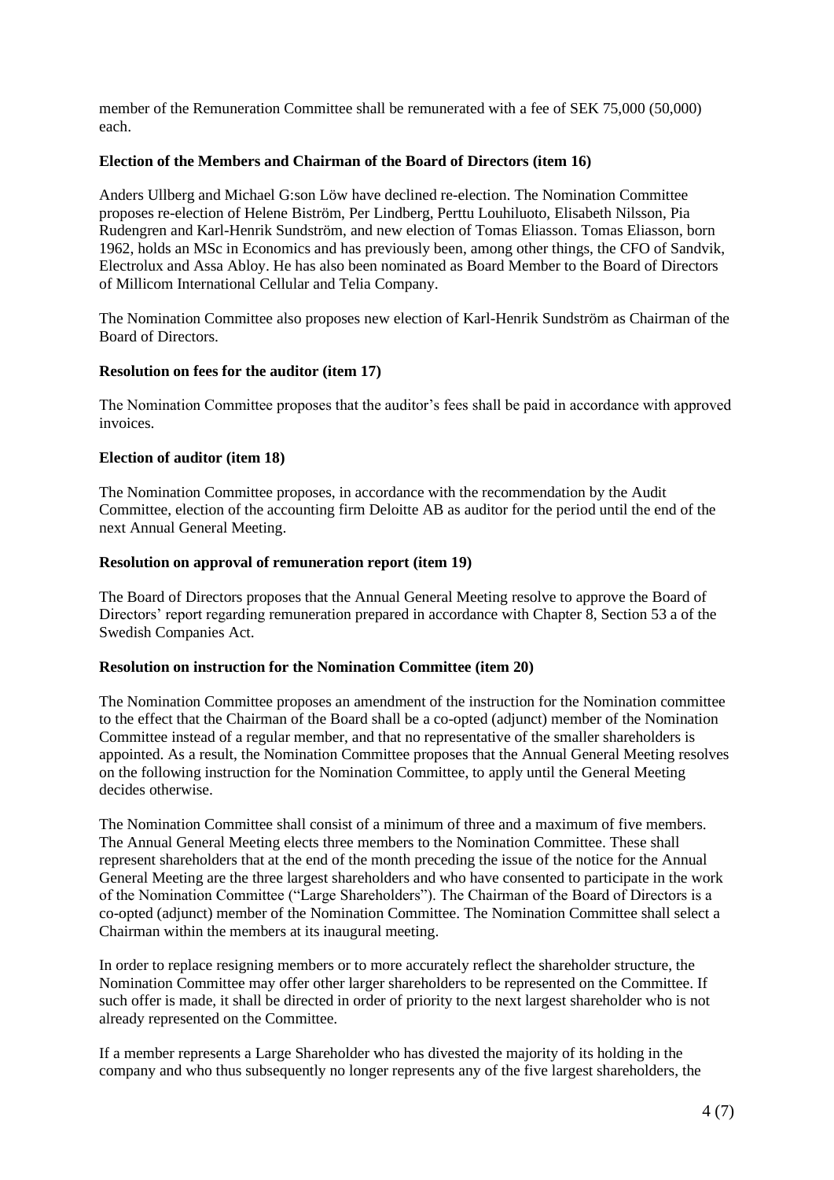member of the Remuneration Committee shall be remunerated with a fee of SEK 75,000 (50,000) each.

**Election of the Members and Chairman of the Board of Directors (item 16)**

Anders Ullberg and Michael G:son Löw have declined re-election. The Nomination Committee proposes re-election of Helene Biström, Per Lindberg, Perttu Louhiluoto, Elisabeth Nilsson, Pia Rudengren and Karl-Henrik Sundström, and new election of Tomas Eliasson. Tomas Eliasson, born 1962, holds an MSc in Economics and has previously been, among other things, the CFO of Sandvik, Electrolux and Assa Abloy. He has also been nominated as Board Member to the Board of Directors of Millicom International Cellular and Telia Company.

The Nomination Committee also proposes new election of Karl-Henrik Sundström as Chairman of the Board of Directors.

**Resolution on fees for the auditor (item 17)**

The Nomination Committee proposes that the auditor's fees shall be paid in accordance with approved invoices.

**Election of auditor (item 18)**

The Nomination Committee proposes, in accordance with the recommendation by the Audit Committee, election of the accounting firm Deloitte AB as auditor for the period until the end of the next Annual General Meeting.

**Resolution on approval of remuneration report (item 19)**

The Board of Directors proposes that the Annual General Meeting resolve to approve the Board of Directors' report regarding remuneration prepared in accordance with Chapter 8, Section 53 a of the Swedish Companies Act.

**Resolution on instruction for the Nomination Committee (item 20)**

The Nomination Committee proposes an amendment of the instruction for the Nomination committee to the effect that the Chairman of the Board shall be a co-opted (adjunct) member of the Nomination Committee instead of a regular member, and that no representative of the smaller shareholders is appointed. As a result, the Nomination Committee proposes that the Annual General Meeting resolves on the following instruction for the Nomination Committee, to apply until the General Meeting decides otherwise.

The Nomination Committee shall consist of a minimum of three and a maximum of five members. The Annual General Meeting elects three members to the Nomination Committee. These shall represent shareholders that at the end of the month preceding the issue of the notice for the Annual General Meeting are the three largest shareholders and who have consented to participate in the work of the Nomination Committee ("Large Shareholders"). The Chairman of the Board of Directors is a co-opted (adjunct) member of the Nomination Committee. The Nomination Committee shall select a Chairman within the members at its inaugural meeting.

In order to replace resigning members or to more accurately reflect the shareholder structure, the Nomination Committee may offer other larger shareholders to be represented on the Committee. If such offer is made, it shall be directed in order of priority to the next largest shareholder who is not already represented on the Committee.

If a member represents a Large Shareholder who has divested the majority of its holding in the company and who thus subsequently no longer represents any of the five largest shareholders, the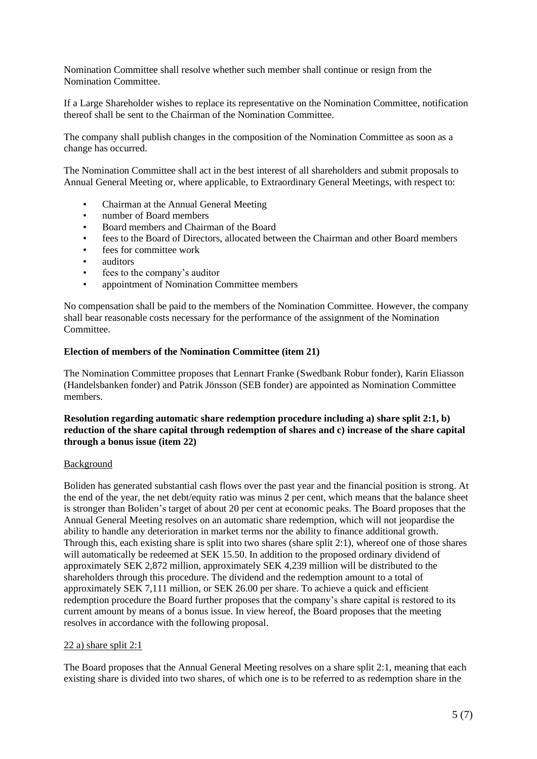Nomination Committee shall resolve whether such member shall continue or resign from the Nomination Committee.

If a Large Shareholder wishes to replace its representative on the Nomination Committee, notification thereof shall be sent to the Chairman of the Nomination Committee.

The company shall publish changes in the composition of the Nomination Committee as soon as a change has occurred.

The Nomination Committee shall act in the best interest of all shareholders and submit proposals to Annual General Meeting or, where applicable, to Extraordinary General Meetings, with respect to:

- Chairman at the Annual General Meeting
- number of Board members
- Board members and Chairman of the Board
- fees to the Board of Directors, allocated between the Chairman and other Board members
- fees for committee work
- auditors
- fees to the company's auditor
- appointment of Nomination Committee members

No compensation shall be paid to the members of the Nomination Committee. However, the company shall bear reasonable costs necessary for the performance of the assignment of the Nomination Committee.

**Election of members of the Nomination Committee (item 21)**

The Nomination Committee proposes that Lennart Franke (Swedbank Robur fonder), Karin Eliasson (Handelsbanken fonder) and Patrik Jönsson (SEB fonder) are appointed as Nomination Committee members.

**Resolution regarding automatic share redemption procedure including a) share split 2:1, b) reduction of the share capital through redemption of shares and c) increase of the share capital through a bonus issue (item 22)**

Background

Boliden has generated substantial cash flows over the past year and the financial position is strong. At the end of the year, the net debt/equity ratio was minus 2 per cent, which means that the balance sheet is stronger than Boliden's target of about 20 per cent at economic peaks. The Board proposes that the Annual General Meeting resolves on an automatic share redemption, which will not jeopardise the ability to handle any deterioration in market terms nor the ability to finance additional growth. Through this, each existing share is split into two shares (share split 2:1), whereof one of those shares will automatically be redeemed at SEK 15.50. In addition to the proposed ordinary dividend of approximately SEK 2,872 million, approximately SEK 4,239 million will be distributed to the shareholders through this procedure. The dividend and the redemption amount to a total of approximately SEK 7,111 million, or SEK 26.00 per share. To achieve a quick and efficient redemption procedure the Board further proposes that the company's share capital is restored to its current amount by means of a bonus issue. In view hereof, the Board proposes that the meeting resolves in accordance with the following proposal.

22 a) share split 2:1

The Board proposes that the Annual General Meeting resolves on a share split 2:1, meaning that each existing share is divided into two shares, of which one is to be referred to as redemption share in the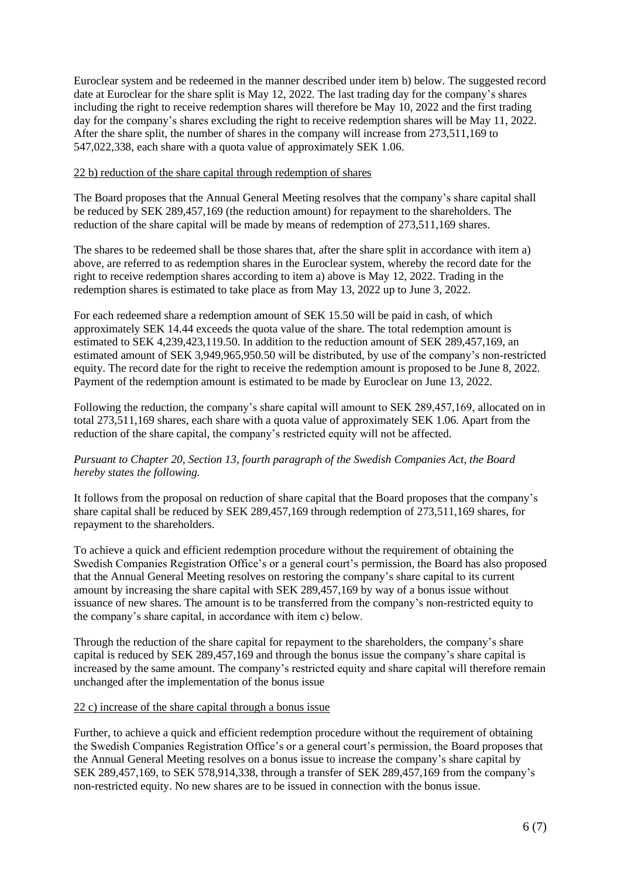Euroclear system and be redeemed in the manner described under item b) below. The suggested record date at Euroclear for the share split is May 12, 2022. The last trading day for the company's shares including the right to receive redemption shares will therefore be May 10, 2022 and the first trading day for the company's shares excluding the right to receive redemption shares will be May 11, 2022. After the share split, the number of shares in the company will increase from 273,511,169 to 547,022,338, each share with a quota value of approximately SEK 1.06.

<u>22 b) reduction of the share capital through redemption of shares</u>

The Board proposes that the Annual General Meeting resolves that the company's share capital shall be reduced by SEK 289,457,169 (the reduction amount) for repayment to the shareholders. The reduction of the share capital will be made by means of redemption of 273,511,169 shares.

The shares to be redeemed shall be those shares that, after the share split in accordance with item a) above, are referred to as redemption shares in the Euroclear system, whereby the record date for the right to receive redemption shares according to item a) above is May 12, 2022. Trading in the redemption shares is estimated to take place as from May 13, 2022 up to June 3, 2022.

For each redeemed share a redemption amount of SEK 15.50 will be paid in cash, of which approximately SEK 14.44 exceeds the quota value of the share. The total redemption amount is estimated to SEK 4,239,423,119.50. In addition to the reduction amount of SEK 289,457,169, an estimated amount of SEK 3,949,965,950.50 will be distributed, by use of the company's non-restricted equity. The record date for the right to receive the redemption amount is proposed to be June 8, 2022. Payment of the redemption amount is estimated to be made by Euroclear on June 13, 2022.

Following the reduction, the company's share capital will amount to SEK 289,457,169, allocated on in total 273,511,169 shares, each share with a quota value of approximately SEK 1.06. Apart from the reduction of the share capital, the company's restricted equity will not be affected.

*Pursuant to Chapter 20, Section 13, fourth paragraph of the Swedish Companies Act, the Board hereby states the following.*

It follows from the proposal on reduction of share capital that the Board proposes that the company's share capital shall be reduced by SEK 289,457,169 through redemption of 273,511,169 shares, for repayment to the shareholders.

To achieve a quick and efficient redemption procedure without the requirement of obtaining the Swedish Companies Registration Office's or a general court's permission, the Board has also proposed that the Annual General Meeting resolves on restoring the company's share capital to its current amount by increasing the share capital with SEK 289,457,169 by way of a bonus issue without issuance of new shares. The amount is to be transferred from the company's non-restricted equity to the company's share capital, in accordance with item c) below.

Through the reduction of the share capital for repayment to the shareholders, the company's share capital is reduced by SEK 289,457,169 and through the bonus issue the company's share capital is increased by the same amount. The company's restricted equity and share capital will therefore remain unchanged after the implementation of the bonus issue

<u>22 c) increase of the share capital through a bonus issue</u>

Further, to achieve a quick and efficient redemption procedure without the requirement of obtaining the Swedish Companies Registration Office's or a general court's permission, the Board proposes that the Annual General Meeting resolves on a bonus issue to increase the company's share capital by SEK 289,457,169, to SEK 578,914,338, through a transfer of SEK 289,457,169 from the company's non-restricted equity. No new shares are to be issued in connection with the bonus issue.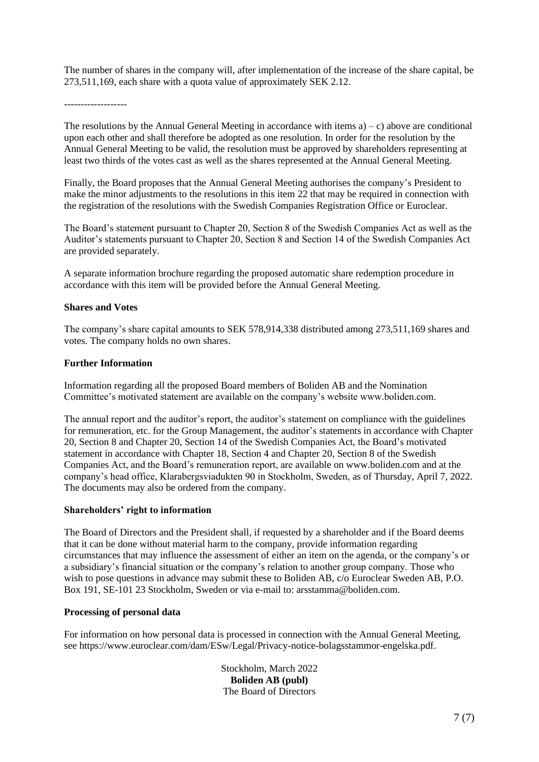The number of shares in the company will, after implementation of the increase of the share capital, be 273,511,169, each share with a quota value of approximately SEK 2.12.

-------------------

The resolutions by the Annual General Meeting in accordance with items a) – c) above are conditional upon each other and shall therefore be adopted as one resolution. In order for the resolution by the Annual General Meeting to be valid, the resolution must be approved by shareholders representing at least two thirds of the votes cast as well as the shares represented at the Annual General Meeting.

Finally, the Board proposes that the Annual General Meeting authorises the company's President to make the minor adjustments to the resolutions in this item 22 that may be required in connection with the registration of the resolutions with the Swedish Companies Registration Office or Euroclear.

The Board's statement pursuant to Chapter 20, Section 8 of the Swedish Companies Act as well as the Auditor's statements pursuant to Chapter 20, Section 8 and Section 14 of the Swedish Companies Act are provided separately.

A separate information brochure regarding the proposed automatic share redemption procedure in accordance with this item will be provided before the Annual General Meeting.

**Shares and Votes**

The company's share capital amounts to SEK 578,914,338 distributed among 273,511,169 shares and votes. The company holds no own shares.

**Further Information**

Information regarding all the proposed Board members of Boliden AB and the Nomination Committee's motivated statement are available on the company's website www.boliden.com.

The annual report and the auditor's report, the auditor's statement on compliance with the guidelines for remuneration, etc. for the Group Management, the auditor's statements in accordance with Chapter 20, Section 8 and Chapter 20, Section 14 of the Swedish Companies Act, the Board's motivated statement in accordance with Chapter 18, Section 4 and Chapter 20, Section 8 of the Swedish Companies Act, and the Board's remuneration report, are available on www.boliden.com and at the company's head office, Klarabergsviadukten 90 in Stockholm, Sweden, as of Thursday, April 7, 2022. The documents may also be ordered from the company.

**Shareholders' right to information**

The Board of Directors and the President shall, if requested by a shareholder and if the Board deems that it can be done without material harm to the company, provide information regarding circumstances that may influence the assessment of either an item on the agenda, or the company's or a subsidiary's financial situation or the company's relation to another group company. Those who wish to pose questions in advance may submit these to Boliden AB, c/o Euroclear Sweden AB, P.O. Box 191, SE-101 23 Stockholm, Sweden or via e-mail to: arsstamma@boliden.com.

**Processing of personal data**

For information on how personal data is processed in connection with the Annual General Meeting, see https://www.euroclear.com/dam/ESw/Legal/Privacy-notice-bolagsstammor-engelska.pdf.

Stockholm, March 2022
**Boliden AB (publ)**
The Board of Directors